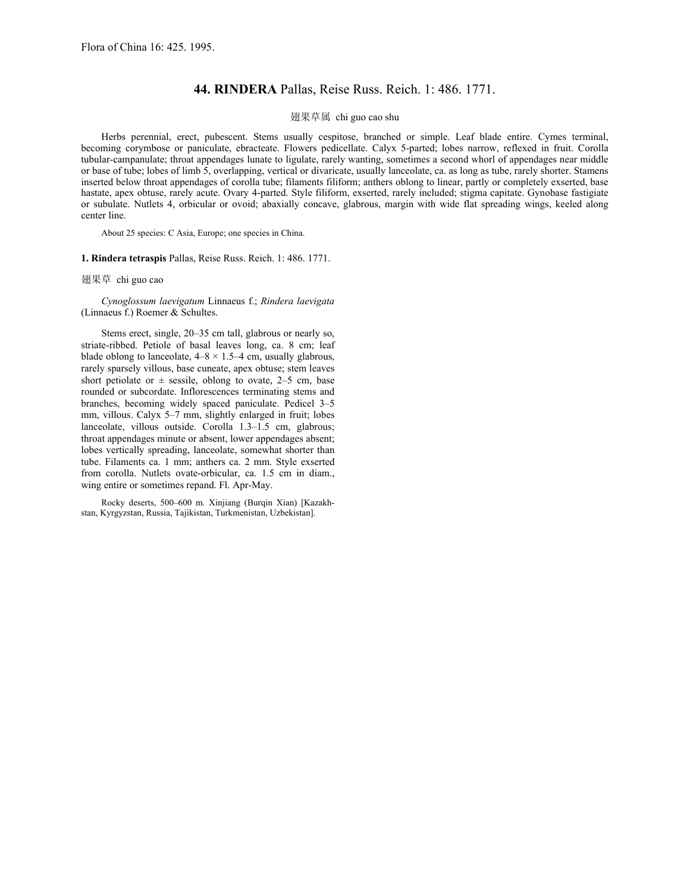Flora of China 16: 425. 1995.

## 44. RINDERA Pallas, Reise Russ. Reich. 1: 486. 1771.

翅果草属 chi guo cao shu

Herbs perennial, erect, pubescent. Stems usually cespitose, branched or simple. Leaf blade entire. Cymes terminal, becoming corymbose or paniculate, ebracteate. Flowers pedicellate. Calyx 5-parted; lobes narrow, reflexed in fruit. Corolla tubular-campanulate; throat appendages lunate to ligulate, rarely wanting, sometimes a second whorl of appendages near middle or base of tube; lobes of limb 5, overlapping, vertical or divaricate, usually lanceolate, ca. as long as tube, rarely shorter. Stamens inserted below throat appendages of corolla tube; filaments filiform; anthers oblong to linear, partly or completely exserted, base hastate, apex obtuse, rarely acute. Ovary 4-parted. Style filiform, exserted, rarely included; stigma capitate. Gynobase fastigiate or subulate. Nutlets 4, orbicular or ovoid; abaxially concave, glabrous, margin with wide flat spreading wings, keeled along center line.

About 25 species: C Asia, Europe; one species in China.

**1. Rindera tetraspis** Pallas, Reise Russ. Reich. 1: 486. 1771.

翅果草 chi guo cao

*Cynoglossum laevigatum* Linnaeus f.; *Rindera laevigata* (Linnaeus f.) Roemer & Schultes.

Stems erect, single, 20–35 cm tall, glabrous or nearly so, striate-ribbed. Petiole of basal leaves long, ca. 8 cm; leaf blade oblong to lanceolate, 4–8 × 1.5–4 cm, usually glabrous, rarely sparsely villous, base cuneate, apex obtuse; stem leaves short petiolate or ± sessile, oblong to ovate, 2–5 cm, base rounded or subcordate. Inflorescences terminating stems and branches, becoming widely spaced paniculate. Pedicel 3–5 mm, villous. Calyx 5–7 mm, slightly enlarged in fruit; lobes lanceolate, villous outside. Corolla 1.3–1.5 cm, glabrous; throat appendages minute or absent, lower appendages absent; lobes vertically spreading, lanceolate, somewhat shorter than tube. Filaments ca. 1 mm; anthers ca. 2 mm. Style exserted from corolla. Nutlets ovate-orbicular, ca. 1.5 cm in diam., wing entire or sometimes repand. Fl. Apr-May.

Rocky deserts, 500–600 m. Xinjiang (Burqin Xian) [Kazakhstan, Kyrgyzstan, Russia, Tajikistan, Turkmenistan, Uzbekistan].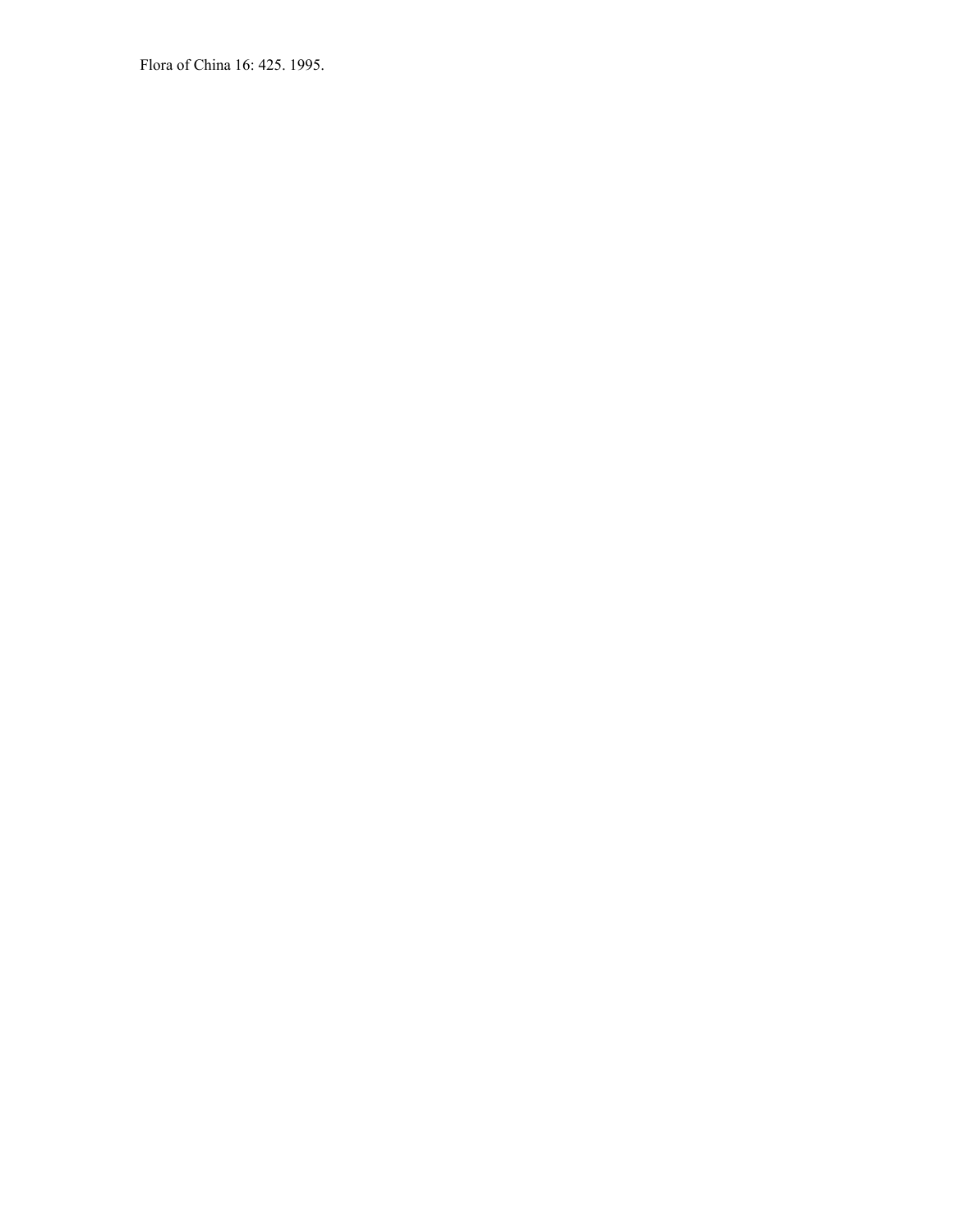Flora of China 16: 425. 1995.